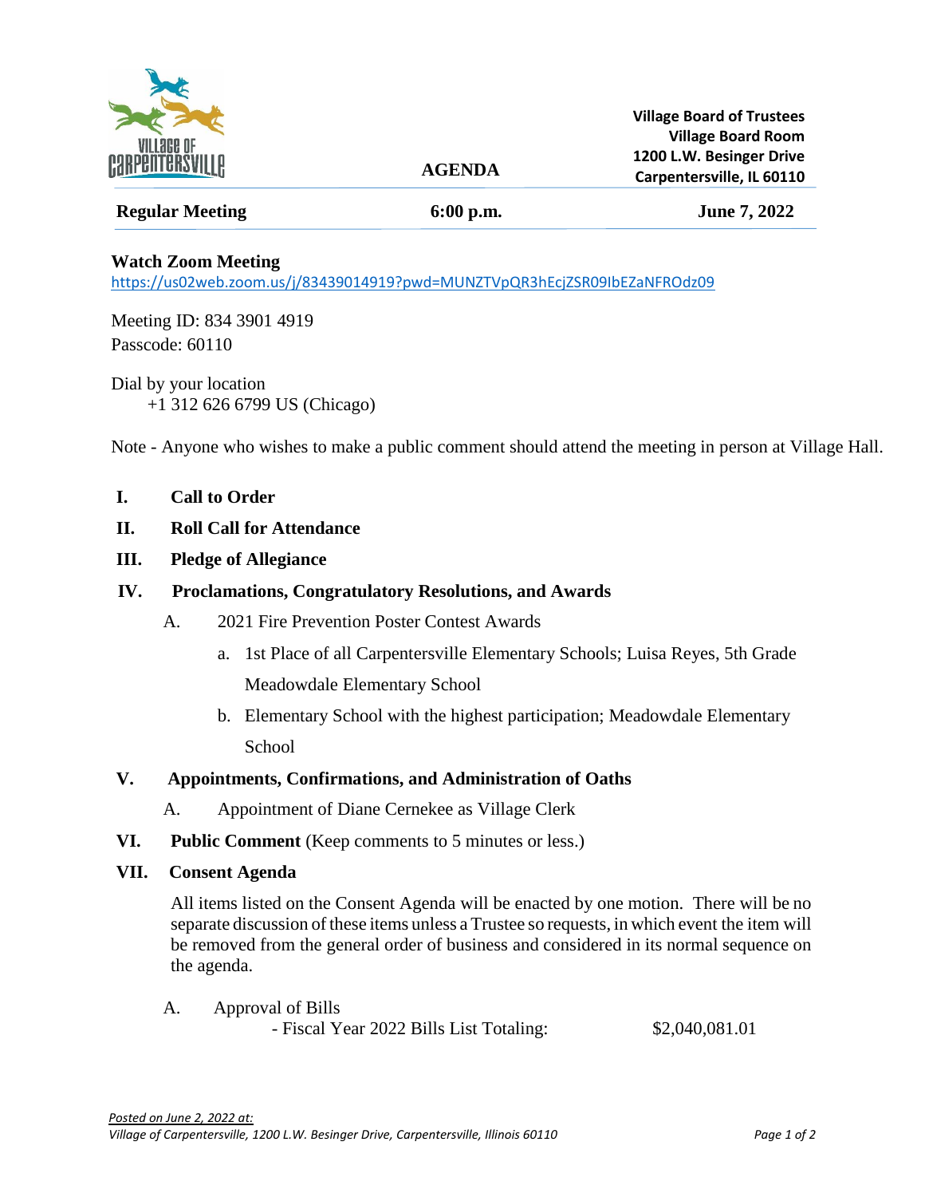Village of Carpentersville

**Village Board of Trustees**
**Village Board Room**
**1200 L.W. Besinger Drive**
**Carpentersville, IL 60110**

# AGENDA

| **Regular Meeting** | **6:00 p.m.** | **June 7, 2022** |
|---|---|---|

**Watch Zoom Meeting**
https://us02web.zoom.us/j/83439014919?pwd=MUNZTVpQR3hEcjZSR09IbEZaNFROdz09

Meeting ID: 834 3901 4919
Passcode: 60110

Dial by your location
+1 312 626 6799 US (Chicago)

Note - Anyone who wishes to make a public comment should attend the meeting in person at Village Hall.

**I. Call to Order**

**II. Roll Call for Attendance**

**III. Pledge of Allegiance**

**IV. Proclamations, Congratulatory Resolutions, and Awards**

A. 2021 Fire Prevention Poster Contest Awards

a. 1st Place of all Carpentersville Elementary Schools; Luisa Reyes, 5th Grade Meadowdale Elementary School

b. Elementary School with the highest participation; Meadowdale Elementary School

**V. Appointments, Confirmations, and Administration of Oaths**

A. Appointment of Diane Cernekee as Village Clerk

**VI. Public Comment** (Keep comments to 5 minutes or less.)

**VII. Consent Agenda**

All items listed on the Consent Agenda will be enacted by one motion. There will be no separate discussion of these items unless a Trustee so requests, in which event the item will be removed from the general order of business and considered in its normal sequence on the agenda.

A. Approval of Bills

- Fiscal Year 2022 Bills List Totaling: $2,040,081.01

*Posted on June 2, 2022 at:*
*Village of Carpentersville, 1200 L.W. Besinger Drive, Carpentersville, Illinois 60110*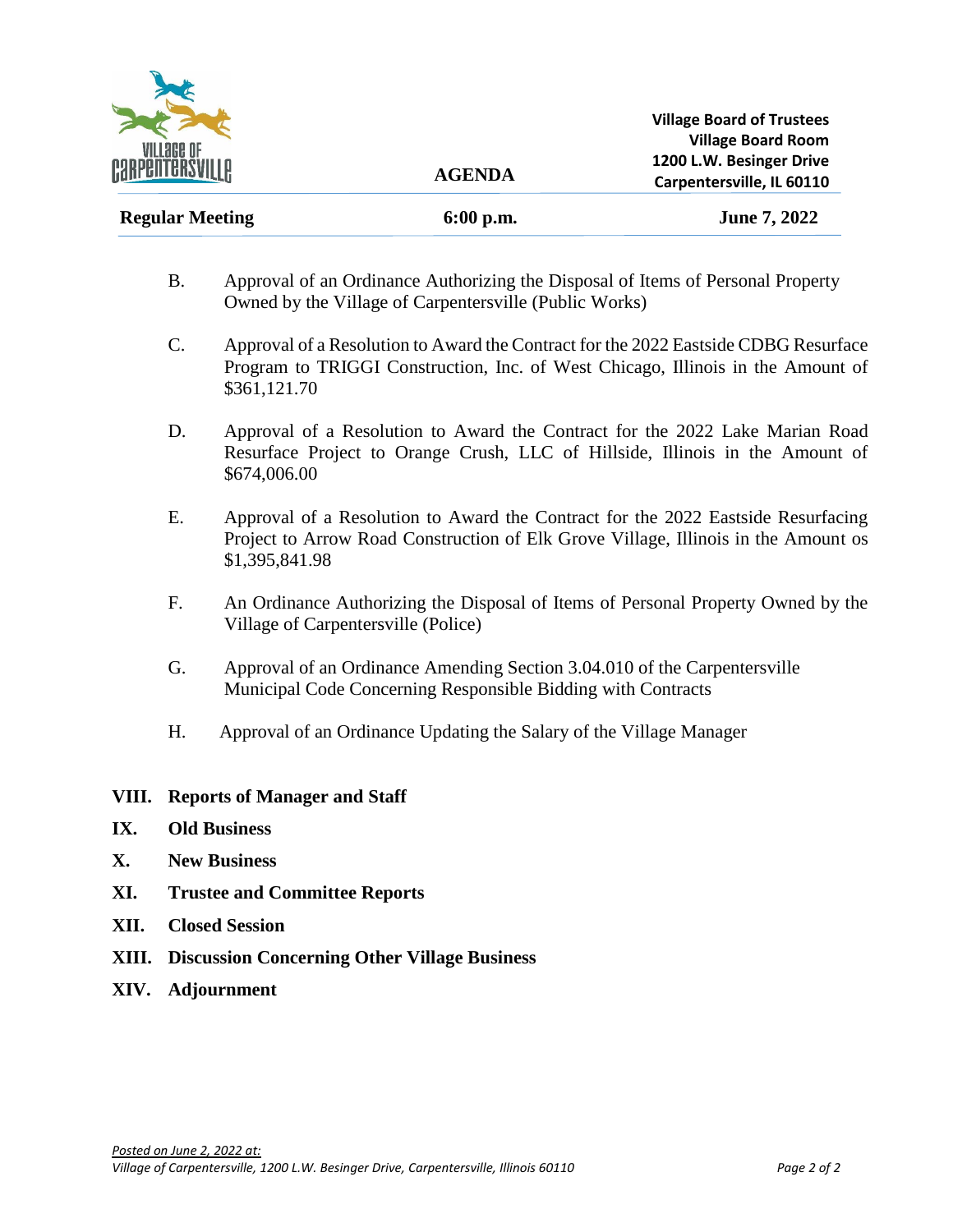B. Approval of an Ordinance Authorizing the Disposal of Items of Personal Property Owned by the Village of Carpentersville (Public Works)

C. Approval of a Resolution to Award the Contract for the 2022 Eastside CDBG Resurface Program to TRIGGI Construction, Inc. of West Chicago, Illinois in the Amount of $361,121.70

D. Approval of a Resolution to Award the Contract for the 2022 Lake Marian Road Resurface Project to Orange Crush, LLC of Hillside, Illinois in the Amount of $674,006.00

E. Approval of a Resolution to Award the Contract for the 2022 Eastside Resurfacing Project to Arrow Road Construction of Elk Grove Village, Illinois in the Amount os $1,395,841.98

F. An Ordinance Authorizing the Disposal of Items of Personal Property Owned by the Village of Carpentersville (Police)

G. Approval of an Ordinance Amending Section 3.04.010 of the Carpentersville Municipal Code Concerning Responsible Bidding with Contracts

H. Approval of an Ordinance Updating the Salary of the Village Manager

**VIII. Reports of Manager and Staff**

**IX. Old Business**

**X. New Business**

**XI. Trustee and Committee Reports**

**XII. Closed Session**

**XIII. Discussion Concerning Other Village Business**

**XIV. Adjournment**

*Posted on June 2, 2022 at:*
*Village of Carpentersville, 1200 L.W. Besinger Drive, Carpentersville, Illinois 60110*